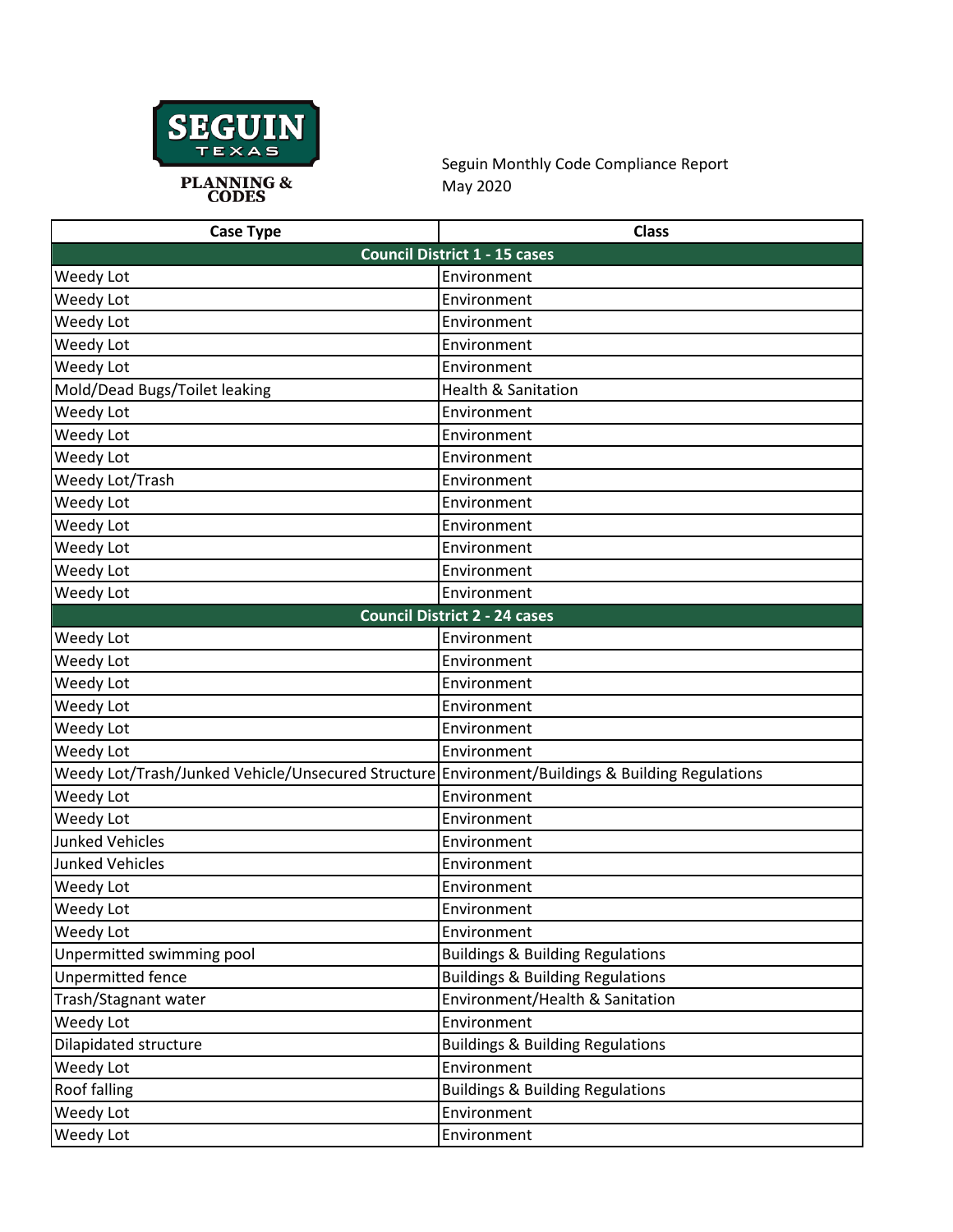SEGUIN TEXAS

PLANNING & CODES

Seguin Monthly Code Compliance Report
May 2020

| Case Type | Class |
|---|---|
| **Council District 1 - 15 cases** | |
| Weedy Lot | Environment |
| Weedy Lot | Environment |
| Weedy Lot | Environment |
| Weedy Lot | Environment |
| Weedy Lot | Environment |
| Mold/Dead Bugs/Toilet leaking | Health & Sanitation |
| Weedy Lot | Environment |
| Weedy Lot | Environment |
| Weedy Lot | Environment |
| Weedy Lot/Trash | Environment |
| Weedy Lot | Environment |
| Weedy Lot | Environment |
| Weedy Lot | Environment |
| Weedy Lot | Environment |
| Weedy Lot | Environment |
| **Council District 2 - 24 cases** | |
| Weedy Lot | Environment |
| Weedy Lot | Environment |
| Weedy Lot | Environment |
| Weedy Lot | Environment |
| Weedy Lot | Environment |
| Weedy Lot | Environment |
| Weedy Lot/Trash/Junked Vehicle/Unsecured Structure | Environment/Buildings & Building Regulations |
| Weedy Lot | Environment |
| Weedy Lot | Environment |
| Junked Vehicles | Environment |
| Junked Vehicles | Environment |
| Weedy Lot | Environment |
| Weedy Lot | Environment |
| Weedy Lot | Environment |
| Unpermitted swimming pool | Buildings & Building Regulations |
| Unpermitted fence | Buildings & Building Regulations |
| Trash/Stagnant water | Environment/Health & Sanitation |
| Weedy Lot | Environment |
| Dilapidated structure | Buildings & Building Regulations |
| Weedy Lot | Environment |
| Roof falling | Buildings & Building Regulations |
| Weedy Lot | Environment |
| Weedy Lot | Environment |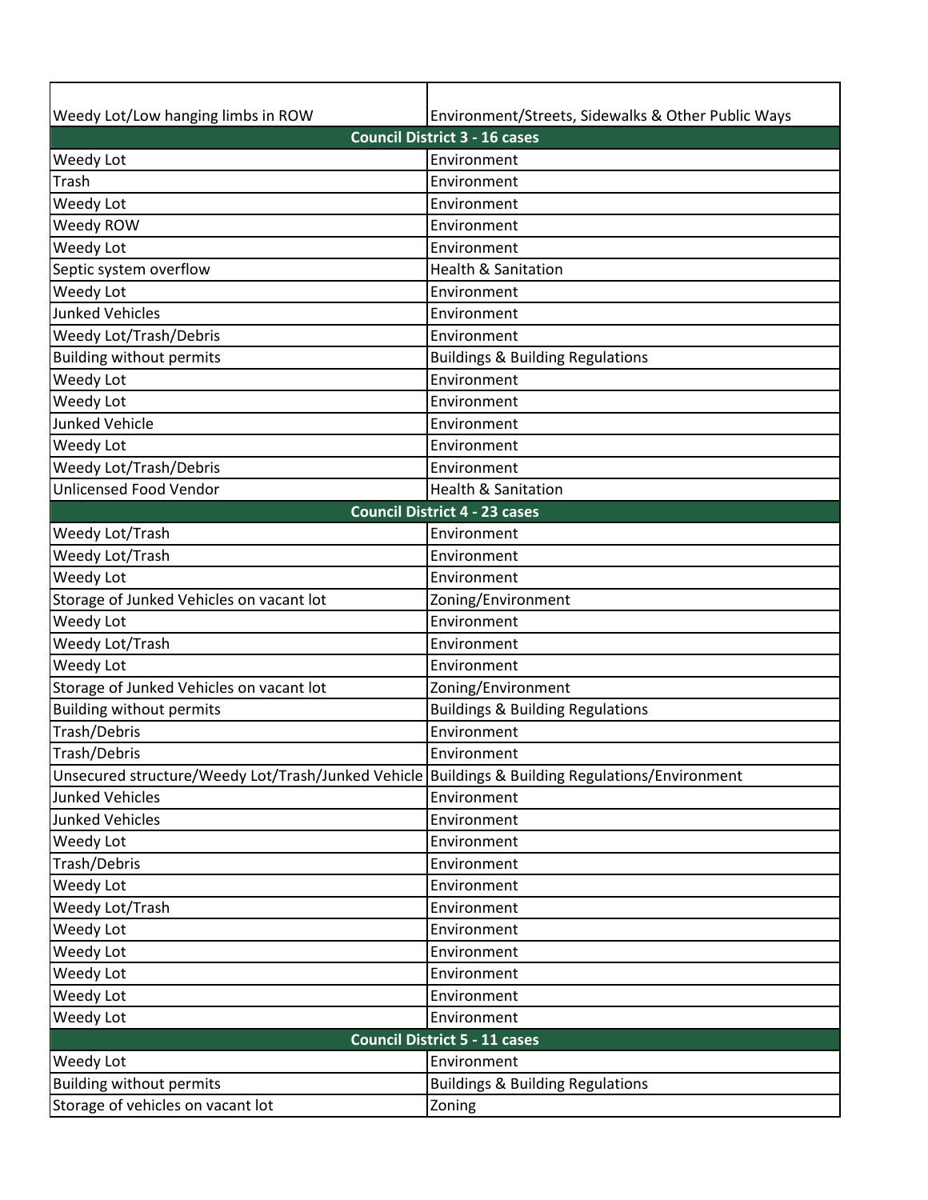| | |
|---|---|
| Weedy Lot/Low hanging limbs in ROW | Environment/Streets, Sidewalks & Other Public Ways |
| **Council District 3 - 16 cases** | |
| Weedy Lot | Environment |
| Trash | Environment |
| Weedy Lot | Environment |
| Weedy ROW | Environment |
| Weedy Lot | Environment |
| Septic system overflow | Health & Sanitation |
| Weedy Lot | Environment |
| Junked Vehicles | Environment |
| Weedy Lot/Trash/Debris | Environment |
| Building without permits | Buildings & Building Regulations |
| Weedy Lot | Environment |
| Weedy Lot | Environment |
| Junked Vehicle | Environment |
| Weedy Lot | Environment |
| Weedy Lot/Trash/Debris | Environment |
| Unlicensed Food Vendor | Health & Sanitation |
| **Council District 4 - 23 cases** | |
| Weedy Lot/Trash | Environment |
| Weedy Lot/Trash | Environment |
| Weedy Lot | Environment |
| Storage of Junked Vehicles on vacant lot | Zoning/Environment |
| Weedy Lot | Environment |
| Weedy Lot/Trash | Environment |
| Weedy Lot | Environment |
| Storage of Junked Vehicles on vacant lot | Zoning/Environment |
| Building without permits | Buildings & Building Regulations |
| Trash/Debris | Environment |
| Trash/Debris | Environment |
| Unsecured structure/Weedy Lot/Trash/Junked Vehicle | Buildings & Building Regulations/Environment |
| Junked Vehicles | Environment |
| Junked Vehicles | Environment |
| Weedy Lot | Environment |
| Trash/Debris | Environment |
| Weedy Lot | Environment |
| Weedy Lot/Trash | Environment |
| Weedy Lot | Environment |
| Weedy Lot | Environment |
| Weedy Lot | Environment |
| Weedy Lot | Environment |
| Weedy Lot | Environment |
| **Council District 5 - 11 cases** | |
| Weedy Lot | Environment |
| Building without permits | Buildings & Building Regulations |
| Storage of vehicles on vacant lot | Zoning |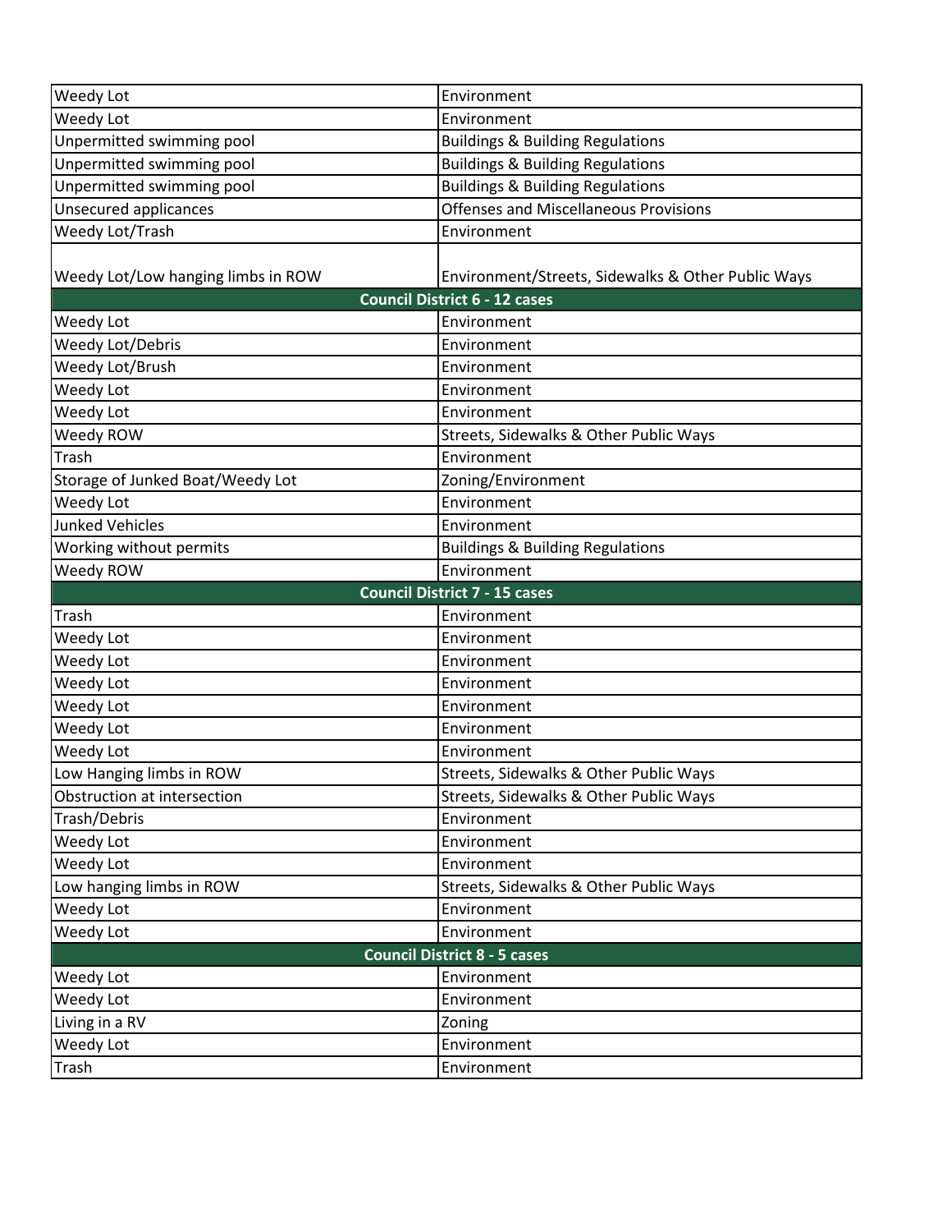| | |
|---|---|
| Weedy Lot | Environment |
| Weedy Lot | Environment |
| Unpermitted swimming pool | Buildings & Building Regulations |
| Unpermitted swimming pool | Buildings & Building Regulations |
| Unpermitted swimming pool | Buildings & Building Regulations |
| Unsecured applicances | Offenses and Miscellaneous Provisions |
| Weedy Lot/Trash | Environment |
| Weedy Lot/Low hanging limbs in ROW | Environment/Streets, Sidewalks & Other Public Ways |
| **Council District 6 - 12 cases** | |
| Weedy Lot | Environment |
| Weedy Lot/Debris | Environment |
| Weedy Lot/Brush | Environment |
| Weedy Lot | Environment |
| Weedy Lot | Environment |
| Weedy ROW | Streets, Sidewalks & Other Public Ways |
| Trash | Environment |
| Storage of Junked Boat/Weedy Lot | Zoning/Environment |
| Weedy Lot | Environment |
| Junked Vehicles | Environment |
| Working without permits | Buildings & Building Regulations |
| Weedy ROW | Environment |
| **Council District 7 - 15 cases** | |
| Trash | Environment |
| Weedy Lot | Environment |
| Weedy Lot | Environment |
| Weedy Lot | Environment |
| Weedy Lot | Environment |
| Weedy Lot | Environment |
| Weedy Lot | Environment |
| Low Hanging limbs in ROW | Streets, Sidewalks & Other Public Ways |
| Obstruction at intersection | Streets, Sidewalks & Other Public Ways |
| Trash/Debris | Environment |
| Weedy Lot | Environment |
| Weedy Lot | Environment |
| Low hanging limbs in ROW | Streets, Sidewalks & Other Public Ways |
| Weedy Lot | Environment |
| Weedy Lot | Environment |
| **Council District 8 - 5 cases** | |
| Weedy Lot | Environment |
| Weedy Lot | Environment |
| Living in a RV | Zoning |
| Weedy Lot | Environment |
| Trash | Environment |